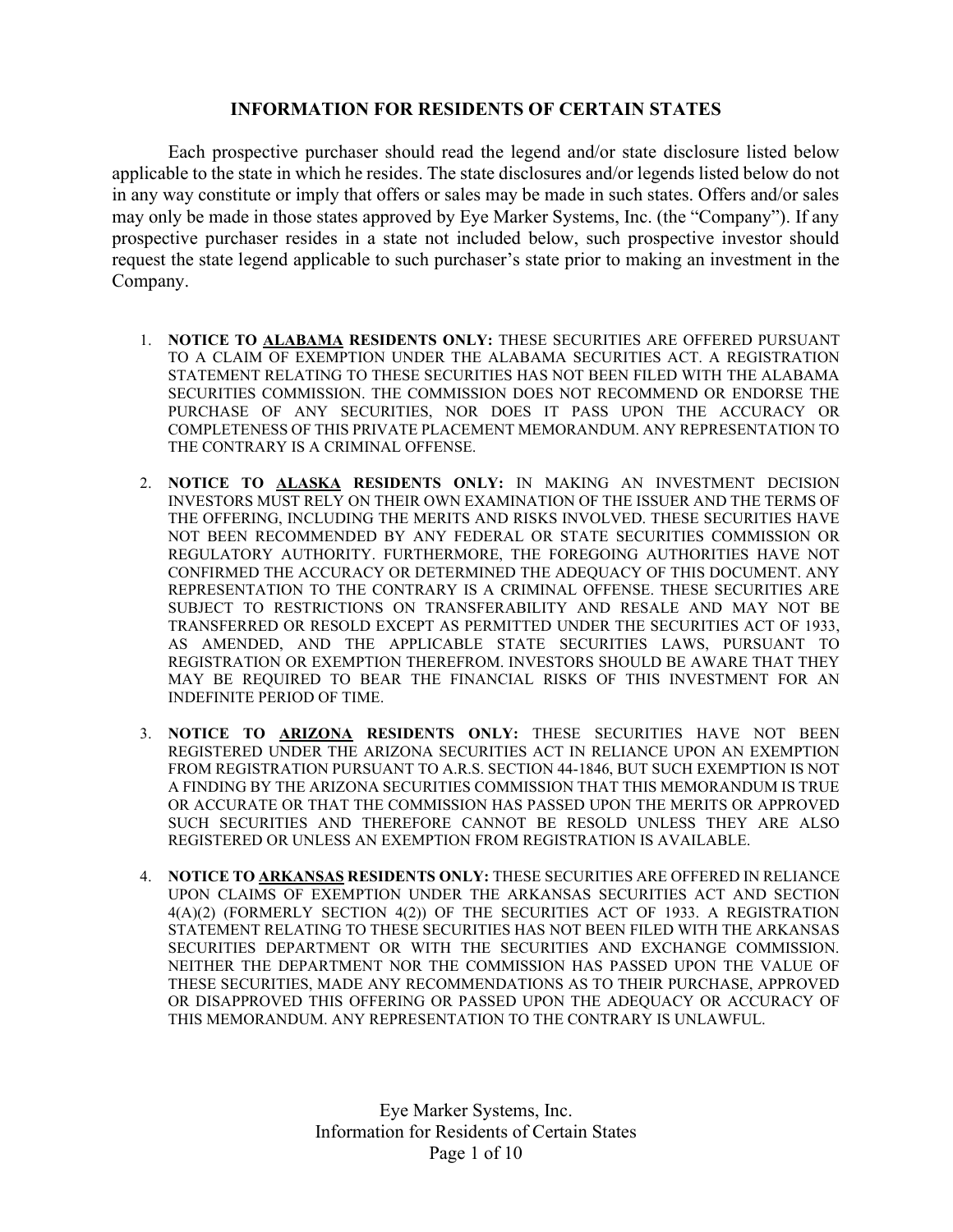## INFORMATION FOR RESIDENTS OF CERTAIN STATES

Each prospective purchaser should read the legend and/or state disclosure listed below applicable to the state in which he resides. The state disclosures and/or legends listed below do not in any way constitute or imply that offers or sales may be made in such states. Offers and/or sales may only be made in those states approved by Eye Marker Systems, Inc. (the "Company"). If any prospective purchaser resides in a state not included below, such prospective investor should request the state legend applicable to such purchaser's state prior to making an investment in the Company.

1. **NOTICE TO <u>ALABAMA</u> RESIDENTS ONLY:** THESE SECURITIES ARE OFFERED PURSUANT TO A CLAIM OF EXEMPTION UNDER THE ALABAMA SECURITIES ACT. A REGISTRATION STATEMENT RELATING TO THESE SECURITIES HAS NOT BEEN FILED WITH THE ALABAMA SECURITIES COMMISSION. THE COMMISSION DOES NOT RECOMMEND OR ENDORSE THE PURCHASE OF ANY SECURITIES, NOR DOES IT PASS UPON THE ACCURACY OR COMPLETENESS OF THIS PRIVATE PLACEMENT MEMORANDUM. ANY REPRESENTATION TO THE CONTRARY IS A CRIMINAL OFFENSE.

2. **NOTICE TO <u>ALASKA</u> RESIDENTS ONLY:** IN MAKING AN INVESTMENT DECISION INVESTORS MUST RELY ON THEIR OWN EXAMINATION OF THE ISSUER AND THE TERMS OF THE OFFERING, INCLUDING THE MERITS AND RISKS INVOLVED. THESE SECURITIES HAVE NOT BEEN RECOMMENDED BY ANY FEDERAL OR STATE SECURITIES COMMISSION OR REGULATORY AUTHORITY. FURTHERMORE, THE FOREGOING AUTHORITIES HAVE NOT CONFIRMED THE ACCURACY OR DETERMINED THE ADEQUACY OF THIS DOCUMENT. ANY REPRESENTATION TO THE CONTRARY IS A CRIMINAL OFFENSE. THESE SECURITIES ARE SUBJECT TO RESTRICTIONS ON TRANSFERABILITY AND RESALE AND MAY NOT BE TRANSFERRED OR RESOLD EXCEPT AS PERMITTED UNDER THE SECURITIES ACT OF 1933, AS AMENDED, AND THE APPLICABLE STATE SECURITIES LAWS, PURSUANT TO REGISTRATION OR EXEMPTION THEREFROM. INVESTORS SHOULD BE AWARE THAT THEY MAY BE REQUIRED TO BEAR THE FINANCIAL RISKS OF THIS INVESTMENT FOR AN INDEFINITE PERIOD OF TIME.

3. **NOTICE TO <u>ARIZONA</u> RESIDENTS ONLY:** THESE SECURITIES HAVE NOT BEEN REGISTERED UNDER THE ARIZONA SECURITIES ACT IN RELIANCE UPON AN EXEMPTION FROM REGISTRATION PURSUANT TO A.R.S. SECTION 44-1846, BUT SUCH EXEMPTION IS NOT A FINDING BY THE ARIZONA SECURITIES COMMISSION THAT THIS MEMORANDUM IS TRUE OR ACCURATE OR THAT THE COMMISSION HAS PASSED UPON THE MERITS OR APPROVED SUCH SECURITIES AND THEREFORE CANNOT BE RESOLD UNLESS THEY ARE ALSO REGISTERED OR UNLESS AN EXEMPTION FROM REGISTRATION IS AVAILABLE.

4. **NOTICE TO <u>ARKANSAS</u> RESIDENTS ONLY:** THESE SECURITIES ARE OFFERED IN RELIANCE UPON CLAIMS OF EXEMPTION UNDER THE ARKANSAS SECURITIES ACT AND SECTION 4(A)(2) (FORMERLY SECTION 4(2)) OF THE SECURITIES ACT OF 1933. A REGISTRATION STATEMENT RELATING TO THESE SECURITIES HAS NOT BEEN FILED WITH THE ARKANSAS SECURITIES DEPARTMENT OR WITH THE SECURITIES AND EXCHANGE COMMISSION. NEITHER THE DEPARTMENT NOR THE COMMISSION HAS PASSED UPON THE VALUE OF THESE SECURITIES, MADE ANY RECOMMENDATIONS AS TO THEIR PURCHASE, APPROVED OR DISAPPROVED THIS OFFERING OR PASSED UPON THE ADEQUACY OR ACCURACY OF THIS MEMORANDUM. ANY REPRESENTATION TO THE CONTRARY IS UNLAWFUL.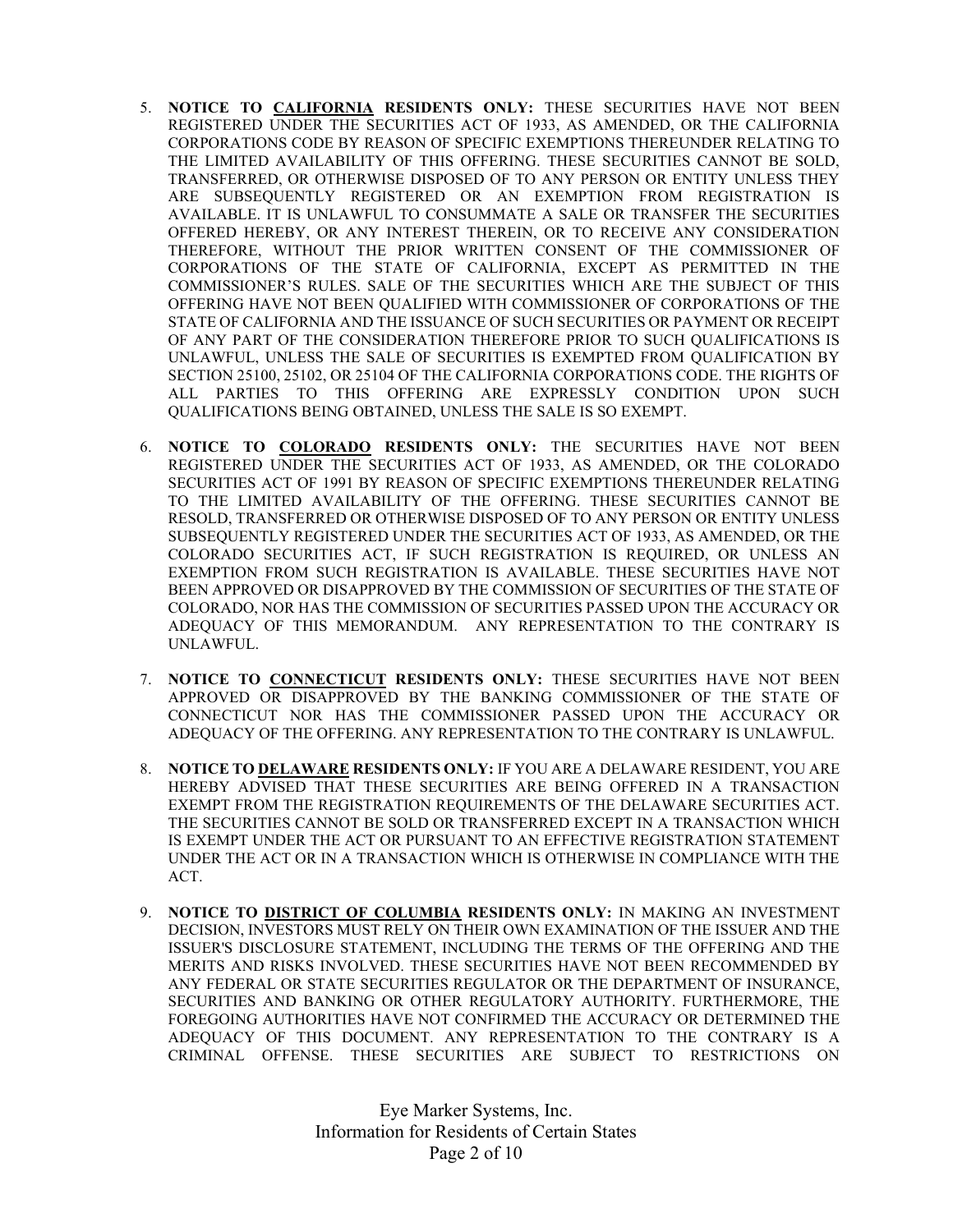5. **NOTICE TO <u>CALIFORNIA</u> RESIDENTS ONLY:** THESE SECURITIES HAVE NOT BEEN REGISTERED UNDER THE SECURITIES ACT OF 1933, AS AMENDED, OR THE CALIFORNIA CORPORATIONS CODE BY REASON OF SPECIFIC EXEMPTIONS THEREUNDER RELATING TO THE LIMITED AVAILABILITY OF THIS OFFERING. THESE SECURITIES CANNOT BE SOLD, TRANSFERRED, OR OTHERWISE DISPOSED OF TO ANY PERSON OR ENTITY UNLESS THEY ARE SUBSEQUENTLY REGISTERED OR AN EXEMPTION FROM REGISTRATION IS AVAILABLE. IT IS UNLAWFUL TO CONSUMMATE A SALE OR TRANSFER THE SECURITIES OFFERED HEREBY, OR ANY INTEREST THEREIN, OR TO RECEIVE ANY CONSIDERATION THEREFORE, WITHOUT THE PRIOR WRITTEN CONSENT OF THE COMMISSIONER OF CORPORATIONS OF THE STATE OF CALIFORNIA, EXCEPT AS PERMITTED IN THE COMMISSIONER'S RULES. SALE OF THE SECURITIES WHICH ARE THE SUBJECT OF THIS OFFERING HAVE NOT BEEN QUALIFIED WITH COMMISSIONER OF CORPORATIONS OF THE STATE OF CALIFORNIA AND THE ISSUANCE OF SUCH SECURITIES OR PAYMENT OR RECEIPT OF ANY PART OF THE CONSIDERATION THEREFORE PRIOR TO SUCH QUALIFICATIONS IS UNLAWFUL, UNLESS THE SALE OF SECURITIES IS EXEMPTED FROM QUALIFICATION BY SECTION 25100, 25102, OR 25104 OF THE CALIFORNIA CORPORATIONS CODE. THE RIGHTS OF ALL PARTIES TO THIS OFFERING ARE EXPRESSLY CONDITION UPON SUCH QUALIFICATIONS BEING OBTAINED, UNLESS THE SALE IS SO EXEMPT.

6. **NOTICE TO <u>COLORADO</u> RESIDENTS ONLY:** THE SECURITIES HAVE NOT BEEN REGISTERED UNDER THE SECURITIES ACT OF 1933, AS AMENDED, OR THE COLORADO SECURITIES ACT OF 1991 BY REASON OF SPECIFIC EXEMPTIONS THEREUNDER RELATING TO THE LIMITED AVAILABILITY OF THE OFFERING. THESE SECURITIES CANNOT BE RESOLD, TRANSFERRED OR OTHERWISE DISPOSED OF TO ANY PERSON OR ENTITY UNLESS SUBSEQUENTLY REGISTERED UNDER THE SECURITIES ACT OF 1933, AS AMENDED, OR THE COLORADO SECURITIES ACT, IF SUCH REGISTRATION IS REQUIRED, OR UNLESS AN EXEMPTION FROM SUCH REGISTRATION IS AVAILABLE. THESE SECURITIES HAVE NOT BEEN APPROVED OR DISAPPROVED BY THE COMMISSION OF SECURITIES OF THE STATE OF COLORADO, NOR HAS THE COMMISSION OF SECURITIES PASSED UPON THE ACCURACY OR ADEQUACY OF THIS MEMORANDUM. ANY REPRESENTATION TO THE CONTRARY IS UNLAWFUL.

7. **NOTICE TO <u>CONNECTICUT</u> RESIDENTS ONLY:** THESE SECURITIES HAVE NOT BEEN APPROVED OR DISAPPROVED BY THE BANKING COMMISSIONER OF THE STATE OF CONNECTICUT NOR HAS THE COMMISSIONER PASSED UPON THE ACCURACY OR ADEQUACY OF THE OFFERING. ANY REPRESENTATION TO THE CONTRARY IS UNLAWFUL.

8. **NOTICE TO <u>DELAWARE</u> RESIDENTS ONLY:** IF YOU ARE A DELAWARE RESIDENT, YOU ARE HEREBY ADVISED THAT THESE SECURITIES ARE BEING OFFERED IN A TRANSACTION EXEMPT FROM THE REGISTRATION REQUIREMENTS OF THE DELAWARE SECURITIES ACT. THE SECURITIES CANNOT BE SOLD OR TRANSFERRED EXCEPT IN A TRANSACTION WHICH IS EXEMPT UNDER THE ACT OR PURSUANT TO AN EFFECTIVE REGISTRATION STATEMENT UNDER THE ACT OR IN A TRANSACTION WHICH IS OTHERWISE IN COMPLIANCE WITH THE ACT.

9. **NOTICE TO <u>DISTRICT OF COLUMBIA</u> RESIDENTS ONLY:** IN MAKING AN INVESTMENT DECISION, INVESTORS MUST RELY ON THEIR OWN EXAMINATION OF THE ISSUER AND THE ISSUER'S DISCLOSURE STATEMENT, INCLUDING THE TERMS OF THE OFFERING AND THE MERITS AND RISKS INVOLVED. THESE SECURITIES HAVE NOT BEEN RECOMMENDED BY ANY FEDERAL OR STATE SECURITIES REGULATOR OR THE DEPARTMENT OF INSURANCE, SECURITIES AND BANKING OR OTHER REGULATORY AUTHORITY. FURTHERMORE, THE FOREGOING AUTHORITIES HAVE NOT CONFIRMED THE ACCURACY OR DETERMINED THE ADEQUACY OF THIS DOCUMENT. ANY REPRESENTATION TO THE CONTRARY IS A CRIMINAL OFFENSE. THESE SECURITIES ARE SUBJECT TO RESTRICTIONS ON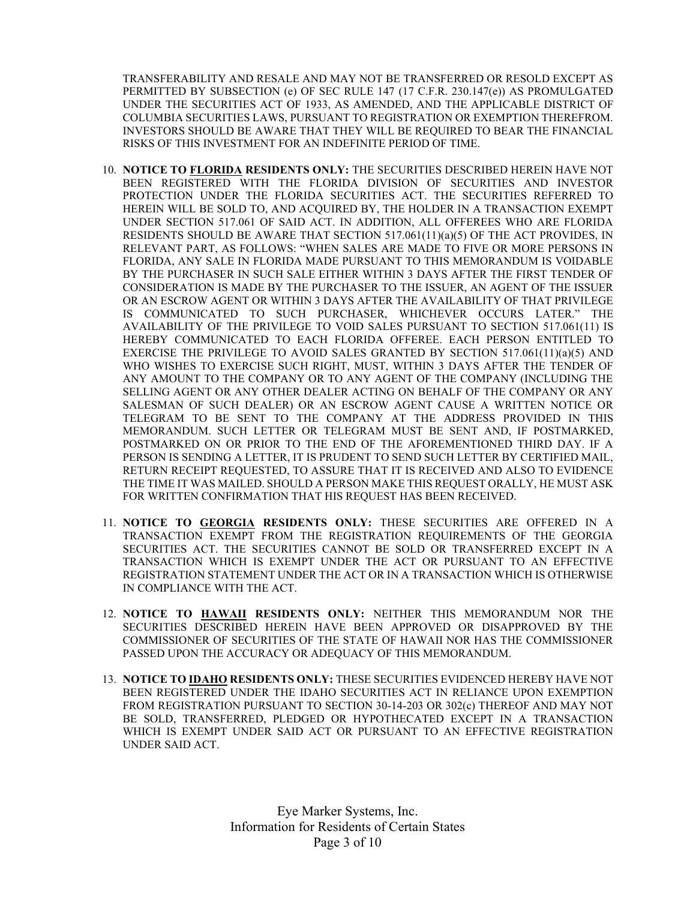TRANSFERABILITY AND RESALE AND MAY NOT BE TRANSFERRED OR RESOLD EXCEPT AS PERMITTED BY SUBSECTION (e) OF SEC RULE 147 (17 C.F.R. 230.147(e)) AS PROMULGATED UNDER THE SECURITIES ACT OF 1933, AS AMENDED, AND THE APPLICABLE DISTRICT OF COLUMBIA SECURITIES LAWS, PURSUANT TO REGISTRATION OR EXEMPTION THEREFROM. INVESTORS SHOULD BE AWARE THAT THEY WILL BE REQUIRED TO BEAR THE FINANCIAL RISKS OF THIS INVESTMENT FOR AN INDEFINITE PERIOD OF TIME.

10. **NOTICE TO FLORIDA RESIDENTS ONLY:** THE SECURITIES DESCRIBED HEREIN HAVE NOT BEEN REGISTERED WITH THE FLORIDA DIVISION OF SECURITIES AND INVESTOR PROTECTION UNDER THE FLORIDA SECURITIES ACT. THE SECURITIES REFERRED TO HEREIN WILL BE SOLD TO, AND ACQUIRED BY, THE HOLDER IN A TRANSACTION EXEMPT UNDER SECTION 517.061 OF SAID ACT. IN ADDITION, ALL OFFEREES WHO ARE FLORIDA RESIDENTS SHOULD BE AWARE THAT SECTION 517.061(11)(a)(5) OF THE ACT PROVIDES, IN RELEVANT PART, AS FOLLOWS: "WHEN SALES ARE MADE TO FIVE OR MORE PERSONS IN FLORIDA, ANY SALE IN FLORIDA MADE PURSUANT TO THIS MEMORANDUM IS VOIDABLE BY THE PURCHASER IN SUCH SALE EITHER WITHIN 3 DAYS AFTER THE FIRST TENDER OF CONSIDERATION IS MADE BY THE PURCHASER TO THE ISSUER, AN AGENT OF THE ISSUER OR AN ESCROW AGENT OR WITHIN 3 DAYS AFTER THE AVAILABILITY OF THAT PRIVILEGE IS COMMUNICATED TO SUCH PURCHASER, WHICHEVER OCCURS LATER." THE AVAILABILITY OF THE PRIVILEGE TO VOID SALES PURSUANT TO SECTION 517.061(11) IS HEREBY COMMUNICATED TO EACH FLORIDA OFFEREE. EACH PERSON ENTITLED TO EXERCISE THE PRIVILEGE TO AVOID SALES GRANTED BY SECTION 517.061(11)(a)(5) AND WHO WISHES TO EXERCISE SUCH RIGHT, MUST, WITHIN 3 DAYS AFTER THE TENDER OF ANY AMOUNT TO THE COMPANY OR TO ANY AGENT OF THE COMPANY (INCLUDING THE SELLING AGENT OR ANY OTHER DEALER ACTING ON BEHALF OF THE COMPANY OR ANY SALESMAN OF SUCH DEALER) OR AN ESCROW AGENT CAUSE A WRITTEN NOTICE OR TELEGRAM TO BE SENT TO THE COMPANY AT THE ADDRESS PROVIDED IN THIS MEMORANDUM. SUCH LETTER OR TELEGRAM MUST BE SENT AND, IF POSTMARKED, POSTMARKED ON OR PRIOR TO THE END OF THE AFOREMENTIONED THIRD DAY. IF A PERSON IS SENDING A LETTER, IT IS PRUDENT TO SEND SUCH LETTER BY CERTIFIED MAIL, RETURN RECEIPT REQUESTED, TO ASSURE THAT IT IS RECEIVED AND ALSO TO EVIDENCE THE TIME IT WAS MAILED. SHOULD A PERSON MAKE THIS REQUEST ORALLY, HE MUST ASK FOR WRITTEN CONFIRMATION THAT HIS REQUEST HAS BEEN RECEIVED.

11. **NOTICE TO GEORGIA RESIDENTS ONLY:** THESE SECURITIES ARE OFFERED IN A TRANSACTION EXEMPT FROM THE REGISTRATION REQUIREMENTS OF THE GEORGIA SECURITIES ACT. THE SECURITIES CANNOT BE SOLD OR TRANSFERRED EXCEPT IN A TRANSACTION WHICH IS EXEMPT UNDER THE ACT OR PURSUANT TO AN EFFECTIVE REGISTRATION STATEMENT UNDER THE ACT OR IN A TRANSACTION WHICH IS OTHERWISE IN COMPLIANCE WITH THE ACT.

12. **NOTICE TO HAWAII RESIDENTS ONLY:** NEITHER THIS MEMORANDUM NOR THE SECURITIES DESCRIBED HEREIN HAVE BEEN APPROVED OR DISAPPROVED BY THE COMMISSIONER OF SECURITIES OF THE STATE OF HAWAII NOR HAS THE COMMISSIONER PASSED UPON THE ACCURACY OR ADEQUACY OF THIS MEMORANDUM.

13. **NOTICE TO IDAHO RESIDENTS ONLY:** THESE SECURITIES EVIDENCED HEREBY HAVE NOT BEEN REGISTERED UNDER THE IDAHO SECURITIES ACT IN RELIANCE UPON EXEMPTION FROM REGISTRATION PURSUANT TO SECTION 30-14-203 OR 302(c) THEREOF AND MAY NOT BE SOLD, TRANSFERRED, PLEDGED OR HYPOTHECATED EXCEPT IN A TRANSACTION WHICH IS EXEMPT UNDER SAID ACT OR PURSUANT TO AN EFFECTIVE REGISTRATION UNDER SAID ACT.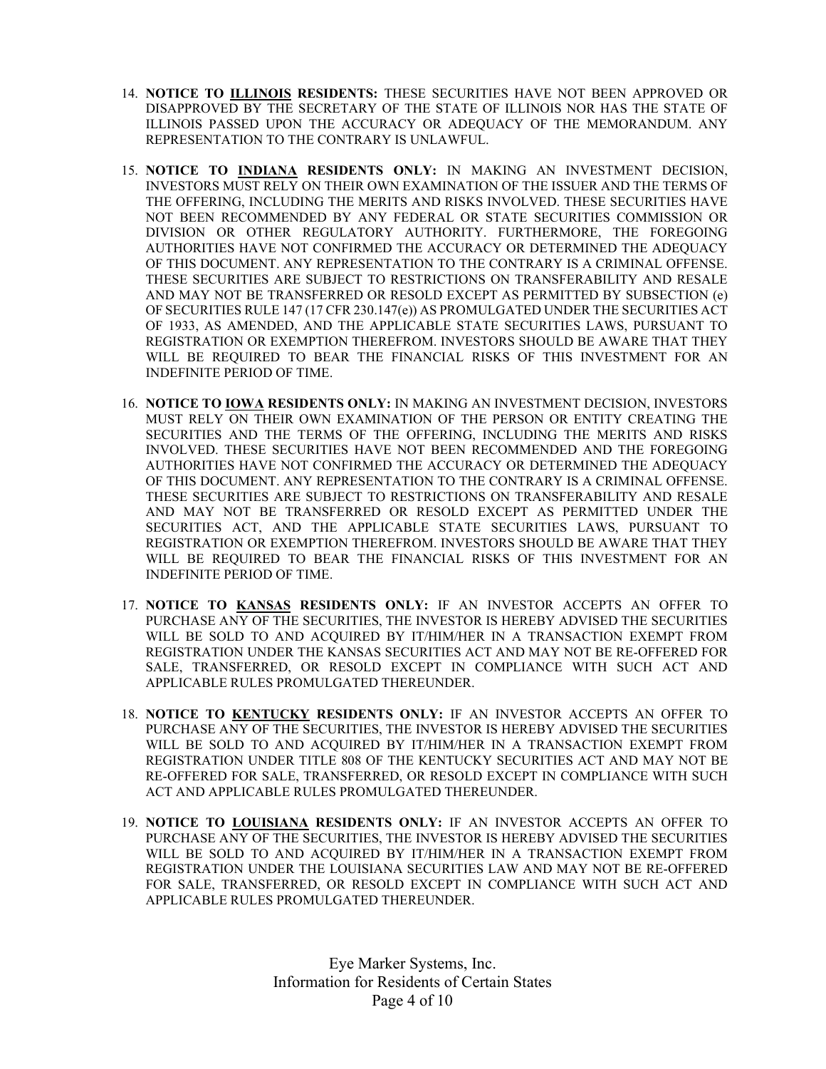14. **NOTICE TO <u>ILLINOIS</u> RESIDENTS:** THESE SECURITIES HAVE NOT BEEN APPROVED OR DISAPPROVED BY THE SECRETARY OF THE STATE OF ILLINOIS NOR HAS THE STATE OF ILLINOIS PASSED UPON THE ACCURACY OR ADEQUACY OF THE MEMORANDUM. ANY REPRESENTATION TO THE CONTRARY IS UNLAWFUL.

15. **NOTICE TO <u>INDIANA</u> RESIDENTS ONLY:** IN MAKING AN INVESTMENT DECISION, INVESTORS MUST RELY ON THEIR OWN EXAMINATION OF THE ISSUER AND THE TERMS OF THE OFFERING, INCLUDING THE MERITS AND RISKS INVOLVED. THESE SECURITIES HAVE NOT BEEN RECOMMENDED BY ANY FEDERAL OR STATE SECURITIES COMMISSION OR DIVISION OR OTHER REGULATORY AUTHORITY. FURTHERMORE, THE FOREGOING AUTHORITIES HAVE NOT CONFIRMED THE ACCURACY OR DETERMINED THE ADEQUACY OF THIS DOCUMENT. ANY REPRESENTATION TO THE CONTRARY IS A CRIMINAL OFFENSE. THESE SECURITIES ARE SUBJECT TO RESTRICTIONS ON TRANSFERABILITY AND RESALE AND MAY NOT BE TRANSFERRED OR RESOLD EXCEPT AS PERMITTED BY SUBSECTION (e) OF SECURITIES RULE 147 (17 CFR 230.147(e)) AS PROMULGATED UNDER THE SECURITIES ACT OF 1933, AS AMENDED, AND THE APPLICABLE STATE SECURITIES LAWS, PURSUANT TO REGISTRATION OR EXEMPTION THEREFROM. INVESTORS SHOULD BE AWARE THAT THEY WILL BE REQUIRED TO BEAR THE FINANCIAL RISKS OF THIS INVESTMENT FOR AN INDEFINITE PERIOD OF TIME.

16. **NOTICE TO <u>IOWA</u> RESIDENTS ONLY:** IN MAKING AN INVESTMENT DECISION, INVESTORS MUST RELY ON THEIR OWN EXAMINATION OF THE PERSON OR ENTITY CREATING THE SECURITIES AND THE TERMS OF THE OFFERING, INCLUDING THE MERITS AND RISKS INVOLVED. THESE SECURITIES HAVE NOT BEEN RECOMMENDED AND THE FOREGOING AUTHORITIES HAVE NOT CONFIRMED THE ACCURACY OR DETERMINED THE ADEQUACY OF THIS DOCUMENT. ANY REPRESENTATION TO THE CONTRARY IS A CRIMINAL OFFENSE. THESE SECURITIES ARE SUBJECT TO RESTRICTIONS ON TRANSFERABILITY AND RESALE AND MAY NOT BE TRANSFERRED OR RESOLD EXCEPT AS PERMITTED UNDER THE SECURITIES ACT, AND THE APPLICABLE STATE SECURITIES LAWS, PURSUANT TO REGISTRATION OR EXEMPTION THEREFROM. INVESTORS SHOULD BE AWARE THAT THEY WILL BE REQUIRED TO BEAR THE FINANCIAL RISKS OF THIS INVESTMENT FOR AN INDEFINITE PERIOD OF TIME.

17. **NOTICE TO <u>KANSAS</u> RESIDENTS ONLY:** IF AN INVESTOR ACCEPTS AN OFFER TO PURCHASE ANY OF THE SECURITIES, THE INVESTOR IS HEREBY ADVISED THE SECURITIES WILL BE SOLD TO AND ACQUIRED BY IT/HIM/HER IN A TRANSACTION EXEMPT FROM REGISTRATION UNDER THE KANSAS SECURITIES ACT AND MAY NOT BE RE-OFFERED FOR SALE, TRANSFERRED, OR RESOLD EXCEPT IN COMPLIANCE WITH SUCH ACT AND APPLICABLE RULES PROMULGATED THEREUNDER.

18. **NOTICE TO <u>KENTUCKY</u> RESIDENTS ONLY:** IF AN INVESTOR ACCEPTS AN OFFER TO PURCHASE ANY OF THE SECURITIES, THE INVESTOR IS HEREBY ADVISED THE SECURITIES WILL BE SOLD TO AND ACQUIRED BY IT/HIM/HER IN A TRANSACTION EXEMPT FROM REGISTRATION UNDER TITLE 808 OF THE KENTUCKY SECURITIES ACT AND MAY NOT BE RE-OFFERED FOR SALE, TRANSFERRED, OR RESOLD EXCEPT IN COMPLIANCE WITH SUCH ACT AND APPLICABLE RULES PROMULGATED THEREUNDER.

19. **NOTICE TO <u>LOUISIANA</u> RESIDENTS ONLY:** IF AN INVESTOR ACCEPTS AN OFFER TO PURCHASE ANY OF THE SECURITIES, THE INVESTOR IS HEREBY ADVISED THE SECURITIES WILL BE SOLD TO AND ACQUIRED BY IT/HIM/HER IN A TRANSACTION EXEMPT FROM REGISTRATION UNDER THE LOUISIANA SECURITIES LAW AND MAY NOT BE RE-OFFERED FOR SALE, TRANSFERRED, OR RESOLD EXCEPT IN COMPLIANCE WITH SUCH ACT AND APPLICABLE RULES PROMULGATED THEREUNDER.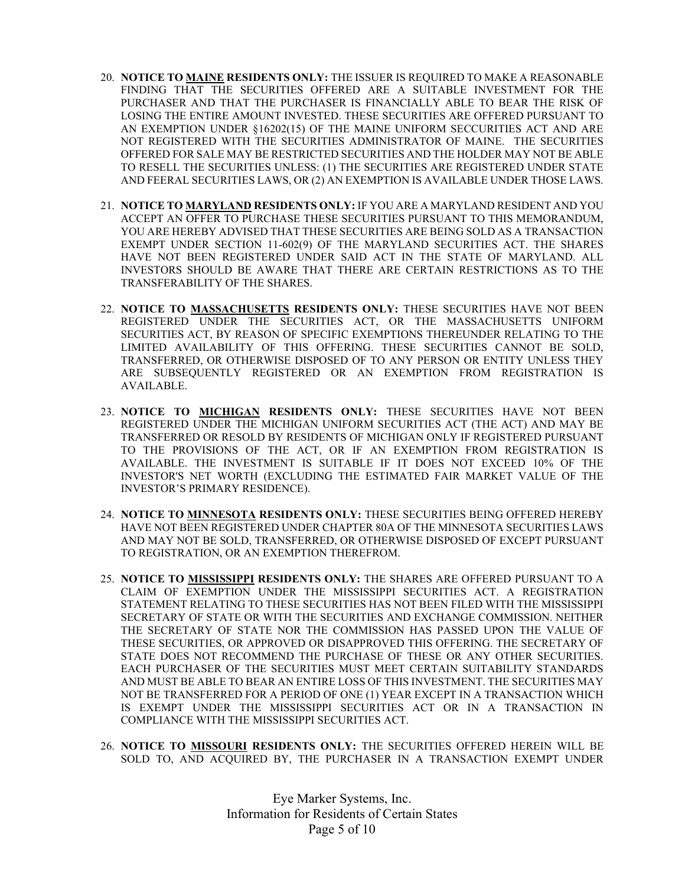20. **NOTICE TO <u>MAINE</u> RESIDENTS ONLY:** THE ISSUER IS REQUIRED TO MAKE A REASONABLE FINDING THAT THE SECURITIES OFFERED ARE A SUITABLE INVESTMENT FOR THE PURCHASER AND THAT THE PURCHASER IS FINANCIALLY ABLE TO BEAR THE RISK OF LOSING THE ENTIRE AMOUNT INVESTED. THESE SECURITIES ARE OFFERED PURSUANT TO AN EXEMPTION UNDER §16202(15) OF THE MAINE UNIFORM SECCURITIES ACT AND ARE NOT REGISTERED WITH THE SECURITIES ADMINISTRATOR OF MAINE. THE SECURITIES OFFERED FOR SALE MAY BE RESTRICTED SECURITIES AND THE HOLDER MAY NOT BE ABLE TO RESELL THE SECURITIES UNLESS: (1) THE SECURITIES ARE REGISTERED UNDER STATE AND FEERAL SECURITIES LAWS, OR (2) AN EXEMPTION IS AVAILABLE UNDER THOSE LAWS.

21. **NOTICE TO <u>MARYLAND</u> RESIDENTS ONLY:** IF YOU ARE A MARYLAND RESIDENT AND YOU ACCEPT AN OFFER TO PURCHASE THESE SECURITIES PURSUANT TO THIS MEMORANDUM, YOU ARE HEREBY ADVISED THAT THESE SECURITIES ARE BEING SOLD AS A TRANSACTION EXEMPT UNDER SECTION 11-602(9) OF THE MARYLAND SECURITIES ACT. THE SHARES HAVE NOT BEEN REGISTERED UNDER SAID ACT IN THE STATE OF MARYLAND. ALL INVESTORS SHOULD BE AWARE THAT THERE ARE CERTAIN RESTRICTIONS AS TO THE TRANSFERABILITY OF THE SHARES.

22. **NOTICE TO <u>MASSACHUSETTS</u> RESIDENTS ONLY:** THESE SECURITIES HAVE NOT BEEN REGISTERED UNDER THE SECURITIES ACT, OR THE MASSACHUSETTS UNIFORM SECURITIES ACT, BY REASON OF SPECIFIC EXEMPTIONS THEREUNDER RELATING TO THE LIMITED AVAILABILITY OF THIS OFFERING. THESE SECURITIES CANNOT BE SOLD, TRANSFERRED, OR OTHERWISE DISPOSED OF TO ANY PERSON OR ENTITY UNLESS THEY ARE SUBSEQUENTLY REGISTERED OR AN EXEMPTION FROM REGISTRATION IS AVAILABLE.

23. **NOTICE TO <u>MICHIGAN</u> RESIDENTS ONLY:** THESE SECURITIES HAVE NOT BEEN REGISTERED UNDER THE MICHIGAN UNIFORM SECURITIES ACT (THE ACT) AND MAY BE TRANSFERRED OR RESOLD BY RESIDENTS OF MICHIGAN ONLY IF REGISTERED PURSUANT TO THE PROVISIONS OF THE ACT, OR IF AN EXEMPTION FROM REGISTRATION IS AVAILABLE. THE INVESTMENT IS SUITABLE IF IT DOES NOT EXCEED 10% OF THE INVESTOR'S NET WORTH (EXCLUDING THE ESTIMATED FAIR MARKET VALUE OF THE INVESTOR'S PRIMARY RESIDENCE).

24. **NOTICE TO <u>MINNESOTA</u> RESIDENTS ONLY:** THESE SECURITIES BEING OFFERED HEREBY HAVE NOT BEEN REGISTERED UNDER CHAPTER 80A OF THE MINNESOTA SECURITIES LAWS AND MAY NOT BE SOLD, TRANSFERRED, OR OTHERWISE DISPOSED OF EXCEPT PURSUANT TO REGISTRATION, OR AN EXEMPTION THEREFROM.

25. **NOTICE TO <u>MISSISSIPPI</u> RESIDENTS ONLY:** THE SHARES ARE OFFERED PURSUANT TO A CLAIM OF EXEMPTION UNDER THE MISSISSIPPI SECURITIES ACT. A REGISTRATION STATEMENT RELATING TO THESE SECURITIES HAS NOT BEEN FILED WITH THE MISSISSIPPI SECRETARY OF STATE OR WITH THE SECURITIES AND EXCHANGE COMMISSION. NEITHER THE SECRETARY OF STATE NOR THE COMMISSION HAS PASSED UPON THE VALUE OF THESE SECURITIES, OR APPROVED OR DISAPPROVED THIS OFFERING. THE SECRETARY OF STATE DOES NOT RECOMMEND THE PURCHASE OF THESE OR ANY OTHER SECURITIES. EACH PURCHASER OF THE SECURITIES MUST MEET CERTAIN SUITABILITY STANDARDS AND MUST BE ABLE TO BEAR AN ENTIRE LOSS OF THIS INVESTMENT. THE SECURITIES MAY NOT BE TRANSFERRED FOR A PERIOD OF ONE (1) YEAR EXCEPT IN A TRANSACTION WHICH IS EXEMPT UNDER THE MISSISSIPPI SECURITIES ACT OR IN A TRANSACTION IN COMPLIANCE WITH THE MISSISSIPPI SECURITIES ACT.

26. **NOTICE TO <u>MISSOURI</u> RESIDENTS ONLY:** THE SECURITIES OFFERED HEREIN WILL BE SOLD TO, AND ACQUIRED BY, THE PURCHASER IN A TRANSACTION EXEMPT UNDER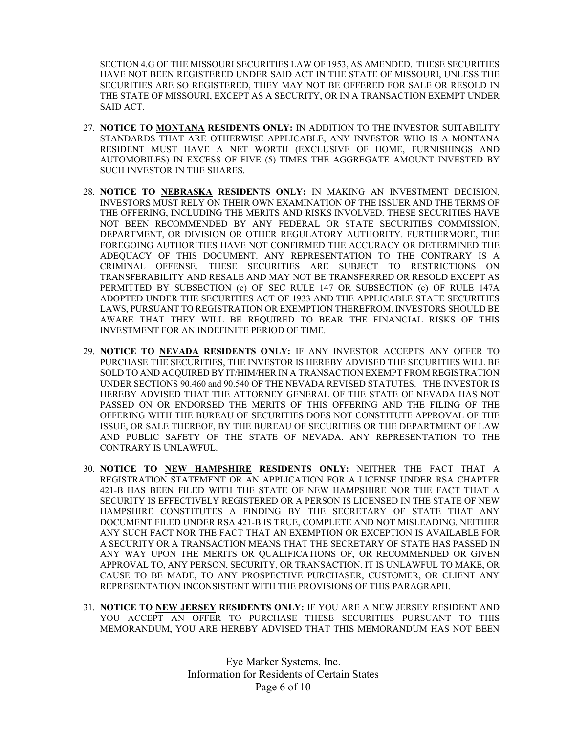SECTION 4.G OF THE MISSOURI SECURITIES LAW OF 1953, AS AMENDED. THESE SECURITIES HAVE NOT BEEN REGISTERED UNDER SAID ACT IN THE STATE OF MISSOURI, UNLESS THE SECURITIES ARE SO REGISTERED, THEY MAY NOT BE OFFERED FOR SALE OR RESOLD IN THE STATE OF MISSOURI, EXCEPT AS A SECURITY, OR IN A TRANSACTION EXEMPT UNDER SAID ACT.

27. **NOTICE TO MONTANA RESIDENTS ONLY:** IN ADDITION TO THE INVESTOR SUITABILITY STANDARDS THAT ARE OTHERWISE APPLICABLE, ANY INVESTOR WHO IS A MONTANA RESIDENT MUST HAVE A NET WORTH (EXCLUSIVE OF HOME, FURNISHINGS AND AUTOMOBILES) IN EXCESS OF FIVE (5) TIMES THE AGGREGATE AMOUNT INVESTED BY SUCH INVESTOR IN THE SHARES.

28. **NOTICE TO NEBRASKA RESIDENTS ONLY:** IN MAKING AN INVESTMENT DECISION, INVESTORS MUST RELY ON THEIR OWN EXAMINATION OF THE ISSUER AND THE TERMS OF THE OFFERING, INCLUDING THE MERITS AND RISKS INVOLVED. THESE SECURITIES HAVE NOT BEEN RECOMMENDED BY ANY FEDERAL OR STATE SECURITIES COMMISSION, DEPARTMENT, OR DIVISION OR OTHER REGULATORY AUTHORITY. FURTHERMORE, THE FOREGOING AUTHORITIES HAVE NOT CONFIRMED THE ACCURACY OR DETERMINED THE ADEQUACY OF THIS DOCUMENT. ANY REPRESENTATION TO THE CONTRARY IS A CRIMINAL OFFENSE. THESE SECURITIES ARE SUBJECT TO RESTRICTIONS ON TRANSFERABILITY AND RESALE AND MAY NOT BE TRANSFERRED OR RESOLD EXCEPT AS PERMITTED BY SUBSECTION (e) OF SEC RULE 147 OR SUBSECTION (e) OF RULE 147A ADOPTED UNDER THE SECURITIES ACT OF 1933 AND THE APPLICABLE STATE SECURITIES LAWS, PURSUANT TO REGISTRATION OR EXEMPTION THEREFROM. INVESTORS SHOULD BE AWARE THAT THEY WILL BE REQUIRED TO BEAR THE FINANCIAL RISKS OF THIS INVESTMENT FOR AN INDEFINITE PERIOD OF TIME.

29. **NOTICE TO NEVADA RESIDENTS ONLY:** IF ANY INVESTOR ACCEPTS ANY OFFER TO PURCHASE THE SECURITIES, THE INVESTOR IS HEREBY ADVISED THE SECURITIES WILL BE SOLD TO AND ACQUIRED BY IT/HIM/HER IN A TRANSACTION EXEMPT FROM REGISTRATION UNDER SECTIONS 90.460 and 90.540 OF THE NEVADA REVISED STATUTES. THE INVESTOR IS HEREBY ADVISED THAT THE ATTORNEY GENERAL OF THE STATE OF NEVADA HAS NOT PASSED ON OR ENDORSED THE MERITS OF THIS OFFERING AND THE FILING OF THE OFFERING WITH THE BUREAU OF SECURITIES DOES NOT CONSTITUTE APPROVAL OF THE ISSUE, OR SALE THEREOF, BY THE BUREAU OF SECURITIES OR THE DEPARTMENT OF LAW AND PUBLIC SAFETY OF THE STATE OF NEVADA. ANY REPRESENTATION TO THE CONTRARY IS UNLAWFUL.

30. **NOTICE TO NEW HAMPSHIRE RESIDENTS ONLY:** NEITHER THE FACT THAT A REGISTRATION STATEMENT OR AN APPLICATION FOR A LICENSE UNDER RSA CHAPTER 421-B HAS BEEN FILED WITH THE STATE OF NEW HAMPSHIRE NOR THE FACT THAT A SECURITY IS EFFECTIVELY REGISTERED OR A PERSON IS LICENSED IN THE STATE OF NEW HAMPSHIRE CONSTITUTES A FINDING BY THE SECRETARY OF STATE THAT ANY DOCUMENT FILED UNDER RSA 421-B IS TRUE, COMPLETE AND NOT MISLEADING. NEITHER ANY SUCH FACT NOR THE FACT THAT AN EXEMPTION OR EXCEPTION IS AVAILABLE FOR A SECURITY OR A TRANSACTION MEANS THAT THE SECRETARY OF STATE HAS PASSED IN ANY WAY UPON THE MERITS OR QUALIFICATIONS OF, OR RECOMMENDED OR GIVEN APPROVAL TO, ANY PERSON, SECURITY, OR TRANSACTION. IT IS UNLAWFUL TO MAKE, OR CAUSE TO BE MADE, TO ANY PROSPECTIVE PURCHASER, CUSTOMER, OR CLIENT ANY REPRESENTATION INCONSISTENT WITH THE PROVISIONS OF THIS PARAGRAPH.

31. **NOTICE TO NEW JERSEY RESIDENTS ONLY:** IF YOU ARE A NEW JERSEY RESIDENT AND YOU ACCEPT AN OFFER TO PURCHASE THESE SECURITIES PURSUANT TO THIS MEMORANDUM, YOU ARE HEREBY ADVISED THAT THIS MEMORANDUM HAS NOT BEEN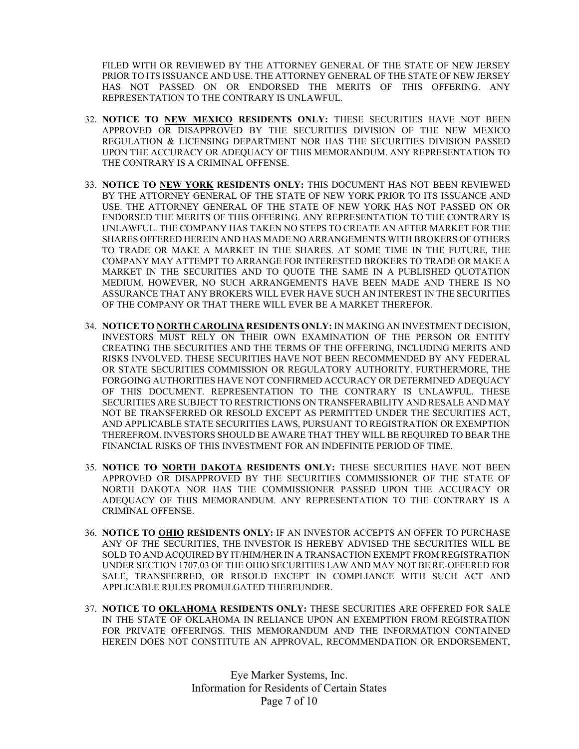FILED WITH OR REVIEWED BY THE ATTORNEY GENERAL OF THE STATE OF NEW JERSEY PRIOR TO ITS ISSUANCE AND USE. THE ATTORNEY GENERAL OF THE STATE OF NEW JERSEY HAS NOT PASSED ON OR ENDORSED THE MERITS OF THIS OFFERING. ANY REPRESENTATION TO THE CONTRARY IS UNLAWFUL.

32. **NOTICE TO <u>NEW MEXICO</u> RESIDENTS ONLY:** THESE SECURITIES HAVE NOT BEEN APPROVED OR DISAPPROVED BY THE SECURITIES DIVISION OF THE NEW MEXICO REGULATION & LICENSING DEPARTMENT NOR HAS THE SECURITIES DIVISION PASSED UPON THE ACCURACY OR ADEQUACY OF THIS MEMORANDUM. ANY REPRESENTATION TO THE CONTRARY IS A CRIMINAL OFFENSE.

33. **NOTICE TO <u>NEW YORK</u> RESIDENTS ONLY:** THIS DOCUMENT HAS NOT BEEN REVIEWED BY THE ATTORNEY GENERAL OF THE STATE OF NEW YORK PRIOR TO ITS ISSUANCE AND USE. THE ATTORNEY GENERAL OF THE STATE OF NEW YORK HAS NOT PASSED ON OR ENDORSED THE MERITS OF THIS OFFERING. ANY REPRESENTATION TO THE CONTRARY IS UNLAWFUL. THE COMPANY HAS TAKEN NO STEPS TO CREATE AN AFTER MARKET FOR THE SHARES OFFERED HEREIN AND HAS MADE NO ARRANGEMENTS WITH BROKERS OF OTHERS TO TRADE OR MAKE A MARKET IN THE SHARES. AT SOME TIME IN THE FUTURE, THE COMPANY MAY ATTEMPT TO ARRANGE FOR INTERESTED BROKERS TO TRADE OR MAKE A MARKET IN THE SECURITIES AND TO QUOTE THE SAME IN A PUBLISHED QUOTATION MEDIUM, HOWEVER, NO SUCH ARRANGEMENTS HAVE BEEN MADE AND THERE IS NO ASSURANCE THAT ANY BROKERS WILL EVER HAVE SUCH AN INTEREST IN THE SECURITIES OF THE COMPANY OR THAT THERE WILL EVER BE A MARKET THEREFOR.

34. **NOTICE TO <u>NORTH CAROLINA</u> RESIDENTS ONLY:** IN MAKING AN INVESTMENT DECISION, INVESTORS MUST RELY ON THEIR OWN EXAMINATION OF THE PERSON OR ENTITY CREATING THE SECURITIES AND THE TERMS OF THE OFFERING, INCLUDING MERITS AND RISKS INVOLVED. THESE SECURITIES HAVE NOT BEEN RECOMMENDED BY ANY FEDERAL OR STATE SECURITIES COMMISSION OR REGULATORY AUTHORITY. FURTHERMORE, THE FORGOING AUTHORITIES HAVE NOT CONFIRMED ACCURACY OR DETERMINED ADEQUACY OF THIS DOCUMENT. REPRESENTATION TO THE CONTRARY IS UNLAWFUL. THESE SECURITIES ARE SUBJECT TO RESTRICTIONS ON TRANSFERABILITY AND RESALE AND MAY NOT BE TRANSFERRED OR RESOLD EXCEPT AS PERMITTED UNDER THE SECURITIES ACT, AND APPLICABLE STATE SECURITIES LAWS, PURSUANT TO REGISTRATION OR EXEMPTION THEREFROM. INVESTORS SHOULD BE AWARE THAT THEY WILL BE REQUIRED TO BEAR THE FINANCIAL RISKS OF THIS INVESTMENT FOR AN INDEFINITE PERIOD OF TIME.

35. **NOTICE TO <u>NORTH DAKOTA</u> RESIDENTS ONLY:** THESE SECURITIES HAVE NOT BEEN APPROVED OR DISAPPROVED BY THE SECURITIES COMMISSIONER OF THE STATE OF NORTH DAKOTA NOR HAS THE COMMISSIONER PASSED UPON THE ACCURACY OR ADEQUACY OF THIS MEMORANDUM. ANY REPRESENTATION TO THE CONTRARY IS A CRIMINAL OFFENSE.

36. **NOTICE TO <u>OHIO</u> RESIDENTS ONLY:** IF AN INVESTOR ACCEPTS AN OFFER TO PURCHASE ANY OF THE SECURITIES, THE INVESTOR IS HEREBY ADVISED THE SECURITIES WILL BE SOLD TO AND ACQUIRED BY IT/HIM/HER IN A TRANSACTION EXEMPT FROM REGISTRATION UNDER SECTION 1707.03 OF THE OHIO SECURITIES LAW AND MAY NOT BE RE-OFFERED FOR SALE, TRANSFERRED, OR RESOLD EXCEPT IN COMPLIANCE WITH SUCH ACT AND APPLICABLE RULES PROMULGATED THEREUNDER.

37. **NOTICE TO <u>OKLAHOMA</u> RESIDENTS ONLY:** THESE SECURITIES ARE OFFERED FOR SALE IN THE STATE OF OKLAHOMA IN RELIANCE UPON AN EXEMPTION FROM REGISTRATION FOR PRIVATE OFFERINGS. THIS MEMORANDUM AND THE INFORMATION CONTAINED HEREIN DOES NOT CONSTITUTE AN APPROVAL, RECOMMENDATION OR ENDORSEMENT,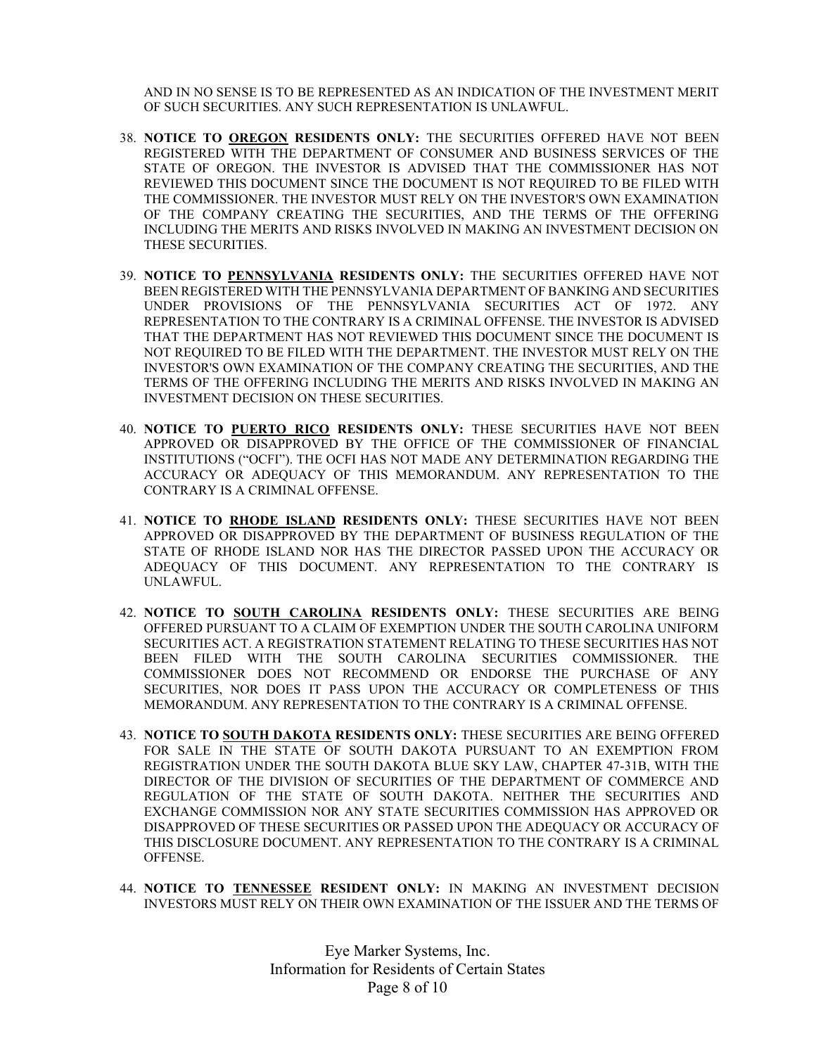AND IN NO SENSE IS TO BE REPRESENTED AS AN INDICATION OF THE INVESTMENT MERIT OF SUCH SECURITIES. ANY SUCH REPRESENTATION IS UNLAWFUL.

38. **NOTICE TO <u>OREGON</u> RESIDENTS ONLY:** THE SECURITIES OFFERED HAVE NOT BEEN REGISTERED WITH THE DEPARTMENT OF CONSUMER AND BUSINESS SERVICES OF THE STATE OF OREGON. THE INVESTOR IS ADVISED THAT THE COMMISSIONER HAS NOT REVIEWED THIS DOCUMENT SINCE THE DOCUMENT IS NOT REQUIRED TO BE FILED WITH THE COMMISSIONER. THE INVESTOR MUST RELY ON THE INVESTOR'S OWN EXAMINATION OF THE COMPANY CREATING THE SECURITIES, AND THE TERMS OF THE OFFERING INCLUDING THE MERITS AND RISKS INVOLVED IN MAKING AN INVESTMENT DECISION ON THESE SECURITIES.

39. **NOTICE TO <u>PENNSYLVANIA</u> RESIDENTS ONLY:** THE SECURITIES OFFERED HAVE NOT BEEN REGISTERED WITH THE PENNSYLVANIA DEPARTMENT OF BANKING AND SECURITIES UNDER PROVISIONS OF THE PENNSYLVANIA SECURITIES ACT OF 1972. ANY REPRESENTATION TO THE CONTRARY IS A CRIMINAL OFFENSE. THE INVESTOR IS ADVISED THAT THE DEPARTMENT HAS NOT REVIEWED THIS DOCUMENT SINCE THE DOCUMENT IS NOT REQUIRED TO BE FILED WITH THE DEPARTMENT. THE INVESTOR MUST RELY ON THE INVESTOR'S OWN EXAMINATION OF THE COMPANY CREATING THE SECURITIES, AND THE TERMS OF THE OFFERING INCLUDING THE MERITS AND RISKS INVOLVED IN MAKING AN INVESTMENT DECISION ON THESE SECURITIES.

40. **NOTICE TO <u>PUERTO RICO</u> RESIDENTS ONLY:** THESE SECURITIES HAVE NOT BEEN APPROVED OR DISAPPROVED BY THE OFFICE OF THE COMMISSIONER OF FINANCIAL INSTITUTIONS ("OCFI"). THE OCFI HAS NOT MADE ANY DETERMINATION REGARDING THE ACCURACY OR ADEQUACY OF THIS MEMORANDUM. ANY REPRESENTATION TO THE CONTRARY IS A CRIMINAL OFFENSE.

41. **NOTICE TO <u>RHODE ISLAND</u> RESIDENTS ONLY:** THESE SECURITIES HAVE NOT BEEN APPROVED OR DISAPPROVED BY THE DEPARTMENT OF BUSINESS REGULATION OF THE STATE OF RHODE ISLAND NOR HAS THE DIRECTOR PASSED UPON THE ACCURACY OR ADEQUACY OF THIS DOCUMENT. ANY REPRESENTATION TO THE CONTRARY IS UNLAWFUL.

42. **NOTICE TO <u>SOUTH CAROLINA</u> RESIDENTS ONLY:** THESE SECURITIES ARE BEING OFFERED PURSUANT TO A CLAIM OF EXEMPTION UNDER THE SOUTH CAROLINA UNIFORM SECURITIES ACT. A REGISTRATION STATEMENT RELATING TO THESE SECURITIES HAS NOT BEEN FILED WITH THE SOUTH CAROLINA SECURITIES COMMISSIONER. THE COMMISSIONER DOES NOT RECOMMEND OR ENDORSE THE PURCHASE OF ANY SECURITIES, NOR DOES IT PASS UPON THE ACCURACY OR COMPLETENESS OF THIS MEMORANDUM. ANY REPRESENTATION TO THE CONTRARY IS A CRIMINAL OFFENSE.

43. **NOTICE TO <u>SOUTH DAKOTA</u> RESIDENTS ONLY:** THESE SECURITIES ARE BEING OFFERED FOR SALE IN THE STATE OF SOUTH DAKOTA PURSUANT TO AN EXEMPTION FROM REGISTRATION UNDER THE SOUTH DAKOTA BLUE SKY LAW, CHAPTER 47-31B, WITH THE DIRECTOR OF THE DIVISION OF SECURITIES OF THE DEPARTMENT OF COMMERCE AND REGULATION OF THE STATE OF SOUTH DAKOTA. NEITHER THE SECURITIES AND EXCHANGE COMMISSION NOR ANY STATE SECURITIES COMMISSION HAS APPROVED OR DISAPPROVED OF THESE SECURITIES OR PASSED UPON THE ADEQUACY OR ACCURACY OF THIS DISCLOSURE DOCUMENT. ANY REPRESENTATION TO THE CONTRARY IS A CRIMINAL OFFENSE.

44. **NOTICE TO <u>TENNESSEE</u> RESIDENT ONLY:** IN MAKING AN INVESTMENT DECISION INVESTORS MUST RELY ON THEIR OWN EXAMINATION OF THE ISSUER AND THE TERMS OF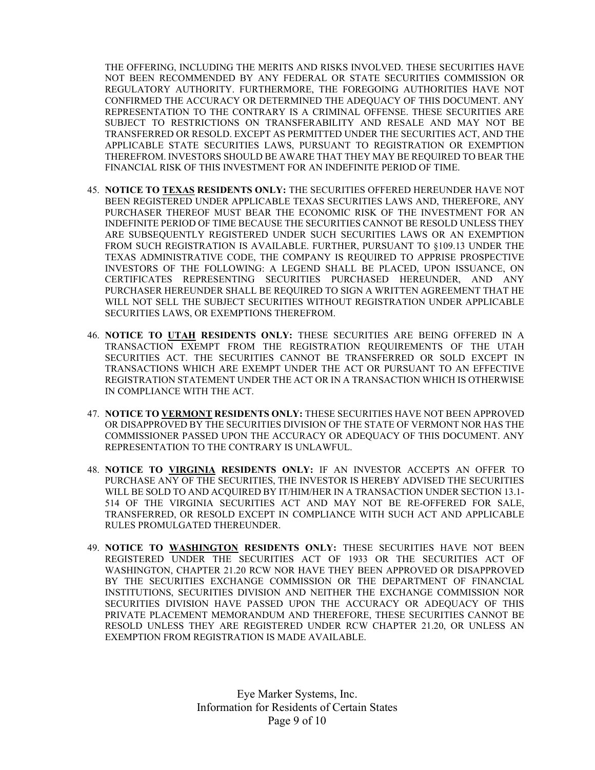THE OFFERING, INCLUDING THE MERITS AND RISKS INVOLVED. THESE SECURITIES HAVE NOT BEEN RECOMMENDED BY ANY FEDERAL OR STATE SECURITIES COMMISSION OR REGULATORY AUTHORITY. FURTHERMORE, THE FOREGOING AUTHORITIES HAVE NOT CONFIRMED THE ACCURACY OR DETERMINED THE ADEQUACY OF THIS DOCUMENT. ANY REPRESENTATION TO THE CONTRARY IS A CRIMINAL OFFENSE. THESE SECURITIES ARE SUBJECT TO RESTRICTIONS ON TRANSFERABILITY AND RESALE AND MAY NOT BE TRANSFERRED OR RESOLD. EXCEPT AS PERMITTED UNDER THE SECURITIES ACT, AND THE APPLICABLE STATE SECURITIES LAWS, PURSUANT TO REGISTRATION OR EXEMPTION THEREFROM. INVESTORS SHOULD BE AWARE THAT THEY MAY BE REQUIRED TO BEAR THE FINANCIAL RISK OF THIS INVESTMENT FOR AN INDEFINITE PERIOD OF TIME.

45. **NOTICE TO TEXAS RESIDENTS ONLY:** THE SECURITIES OFFERED HEREUNDER HAVE NOT BEEN REGISTERED UNDER APPLICABLE TEXAS SECURITIES LAWS AND, THEREFORE, ANY PURCHASER THEREOF MUST BEAR THE ECONOMIC RISK OF THE INVESTMENT FOR AN INDEFINITE PERIOD OF TIME BECAUSE THE SECURITIES CANNOT BE RESOLD UNLESS THEY ARE SUBSEQUENTLY REGISTERED UNDER SUCH SECURITIES LAWS OR AN EXEMPTION FROM SUCH REGISTRATION IS AVAILABLE. FURTHER, PURSUANT TO §109.13 UNDER THE TEXAS ADMINISTRATIVE CODE, THE COMPANY IS REQUIRED TO APPRISE PROSPECTIVE INVESTORS OF THE FOLLOWING: A LEGEND SHALL BE PLACED, UPON ISSUANCE, ON CERTIFICATES REPRESENTING SECURITIES PURCHASED HEREUNDER, AND ANY PURCHASER HEREUNDER SHALL BE REQUIRED TO SIGN A WRITTEN AGREEMENT THAT HE WILL NOT SELL THE SUBJECT SECURITIES WITHOUT REGISTRATION UNDER APPLICABLE SECURITIES LAWS, OR EXEMPTIONS THEREFROM.

46. **NOTICE TO UTAH RESIDENTS ONLY:** THESE SECURITIES ARE BEING OFFERED IN A TRANSACTION EXEMPT FROM THE REGISTRATION REQUIREMENTS OF THE UTAH SECURITIES ACT. THE SECURITIES CANNOT BE TRANSFERRED OR SOLD EXCEPT IN TRANSACTIONS WHICH ARE EXEMPT UNDER THE ACT OR PURSUANT TO AN EFFECTIVE REGISTRATION STATEMENT UNDER THE ACT OR IN A TRANSACTION WHICH IS OTHERWISE IN COMPLIANCE WITH THE ACT.

47. **NOTICE TO VERMONT RESIDENTS ONLY:** THESE SECURITIES HAVE NOT BEEN APPROVED OR DISAPPROVED BY THE SECURITIES DIVISION OF THE STATE OF VERMONT NOR HAS THE COMMISSIONER PASSED UPON THE ACCURACY OR ADEQUACY OF THIS DOCUMENT. ANY REPRESENTATION TO THE CONTRARY IS UNLAWFUL.

48. **NOTICE TO VIRGINIA RESIDENTS ONLY:** IF AN INVESTOR ACCEPTS AN OFFER TO PURCHASE ANY OF THE SECURITIES, THE INVESTOR IS HEREBY ADVISED THE SECURITIES WILL BE SOLD TO AND ACQUIRED BY IT/HIM/HER IN A TRANSACTION UNDER SECTION 13.1-514 OF THE VIRGINIA SECURITIES ACT AND MAY NOT BE RE-OFFERED FOR SALE, TRANSFERRED, OR RESOLD EXCEPT IN COMPLIANCE WITH SUCH ACT AND APPLICABLE RULES PROMULGATED THEREUNDER.

49. **NOTICE TO WASHINGTON RESIDENTS ONLY:** THESE SECURITIES HAVE NOT BEEN REGISTERED UNDER THE SECURITIES ACT OF 1933 OR THE SECURITIES ACT OF WASHINGTON, CHAPTER 21.20 RCW NOR HAVE THEY BEEN APPROVED OR DISAPPROVED BY THE SECURITIES EXCHANGE COMMISSION OR THE DEPARTMENT OF FINANCIAL INSTITUTIONS, SECURITIES DIVISION AND NEITHER THE EXCHANGE COMMISSION NOR SECURITIES DIVISION HAVE PASSED UPON THE ACCURACY OR ADEQUACY OF THIS PRIVATE PLACEMENT MEMORANDUM AND THEREFORE, THESE SECURITIES CANNOT BE RESOLD UNLESS THEY ARE REGISTERED UNDER RCW CHAPTER 21.20, OR UNLESS AN EXEMPTION FROM REGISTRATION IS MADE AVAILABLE.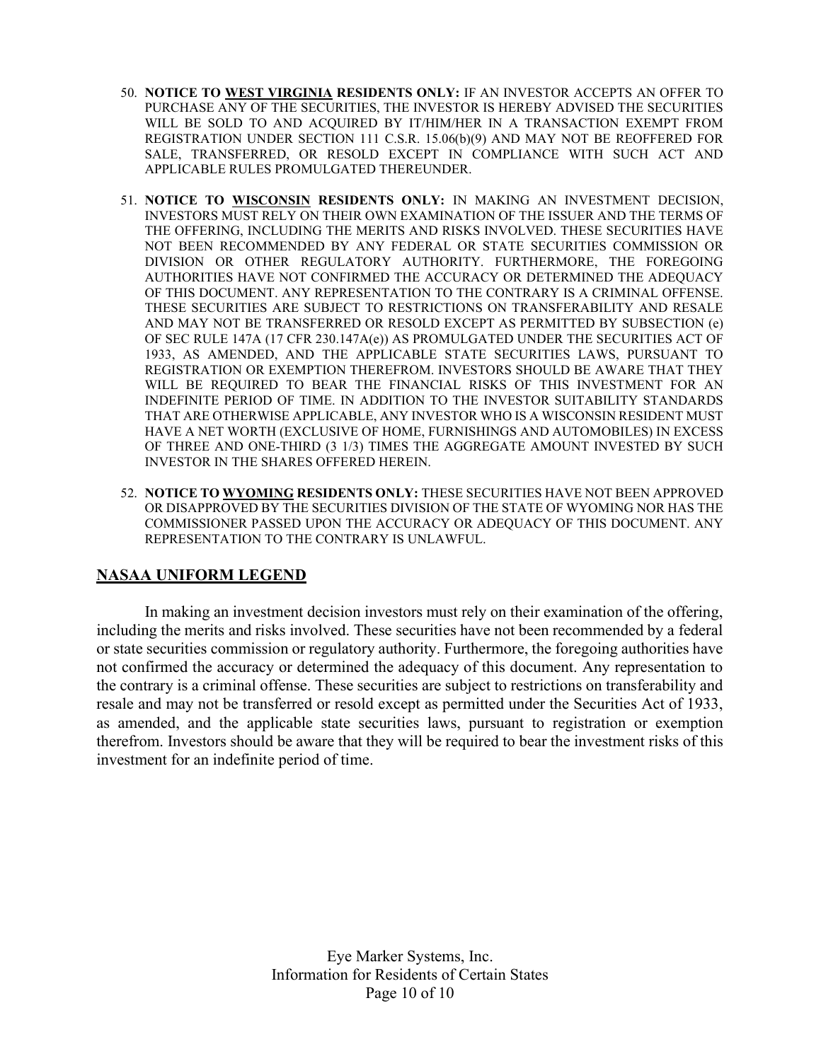50. **NOTICE TO WEST VIRGINIA RESIDENTS ONLY:** IF AN INVESTOR ACCEPTS AN OFFER TO PURCHASE ANY OF THE SECURITIES, THE INVESTOR IS HEREBY ADVISED THE SECURITIES WILL BE SOLD TO AND ACQUIRED BY IT/HIM/HER IN A TRANSACTION EXEMPT FROM REGISTRATION UNDER SECTION 111 C.S.R. 15.06(b)(9) AND MAY NOT BE REOFFERED FOR SALE, TRANSFERRED, OR RESOLD EXCEPT IN COMPLIANCE WITH SUCH ACT AND APPLICABLE RULES PROMULGATED THEREUNDER.

51. **NOTICE TO WISCONSIN RESIDENTS ONLY:** IN MAKING AN INVESTMENT DECISION, INVESTORS MUST RELY ON THEIR OWN EXAMINATION OF THE ISSUER AND THE TERMS OF THE OFFERING, INCLUDING THE MERITS AND RISKS INVOLVED. THESE SECURITIES HAVE NOT BEEN RECOMMENDED BY ANY FEDERAL OR STATE SECURITIES COMMISSION OR DIVISION OR OTHER REGULATORY AUTHORITY. FURTHERMORE, THE FOREGOING AUTHORITIES HAVE NOT CONFIRMED THE ACCURACY OR DETERMINED THE ADEQUACY OF THIS DOCUMENT. ANY REPRESENTATION TO THE CONTRARY IS A CRIMINAL OFFENSE. THESE SECURITIES ARE SUBJECT TO RESTRICTIONS ON TRANSFERABILITY AND RESALE AND MAY NOT BE TRANSFERRED OR RESOLD EXCEPT AS PERMITTED BY SUBSECTION (e) OF SEC RULE 147A (17 CFR 230.147A(e)) AS PROMULGATED UNDER THE SECURITIES ACT OF 1933, AS AMENDED, AND THE APPLICABLE STATE SECURITIES LAWS, PURSUANT TO REGISTRATION OR EXEMPTION THEREFROM. INVESTORS SHOULD BE AWARE THAT THEY WILL BE REQUIRED TO BEAR THE FINANCIAL RISKS OF THIS INVESTMENT FOR AN INDEFINITE PERIOD OF TIME. IN ADDITION TO THE INVESTOR SUITABILITY STANDARDS THAT ARE OTHERWISE APPLICABLE, ANY INVESTOR WHO IS A WISCONSIN RESIDENT MUST HAVE A NET WORTH (EXCLUSIVE OF HOME, FURNISHINGS AND AUTOMOBILES) IN EXCESS OF THREE AND ONE-THIRD (3 1/3) TIMES THE AGGREGATE AMOUNT INVESTED BY SUCH INVESTOR IN THE SHARES OFFERED HEREIN.

52. **NOTICE TO WYOMING RESIDENTS ONLY:** THESE SECURITIES HAVE NOT BEEN APPROVED OR DISAPPROVED BY THE SECURITIES DIVISION OF THE STATE OF WYOMING NOR HAS THE COMMISSIONER PASSED UPON THE ACCURACY OR ADEQUACY OF THIS DOCUMENT. ANY REPRESENTATION TO THE CONTRARY IS UNLAWFUL.

## NASAA UNIFORM LEGEND

In making an investment decision investors must rely on their examination of the offering, including the merits and risks involved. These securities have not been recommended by a federal or state securities commission or regulatory authority. Furthermore, the foregoing authorities have not confirmed the accuracy or determined the adequacy of this document. Any representation to the contrary is a criminal offense. These securities are subject to restrictions on transferability and resale and may not be transferred or resold except as permitted under the Securities Act of 1933, as amended, and the applicable state securities laws, pursuant to registration or exemption therefrom. Investors should be aware that they will be required to bear the investment risks of this investment for an indefinite period of time.